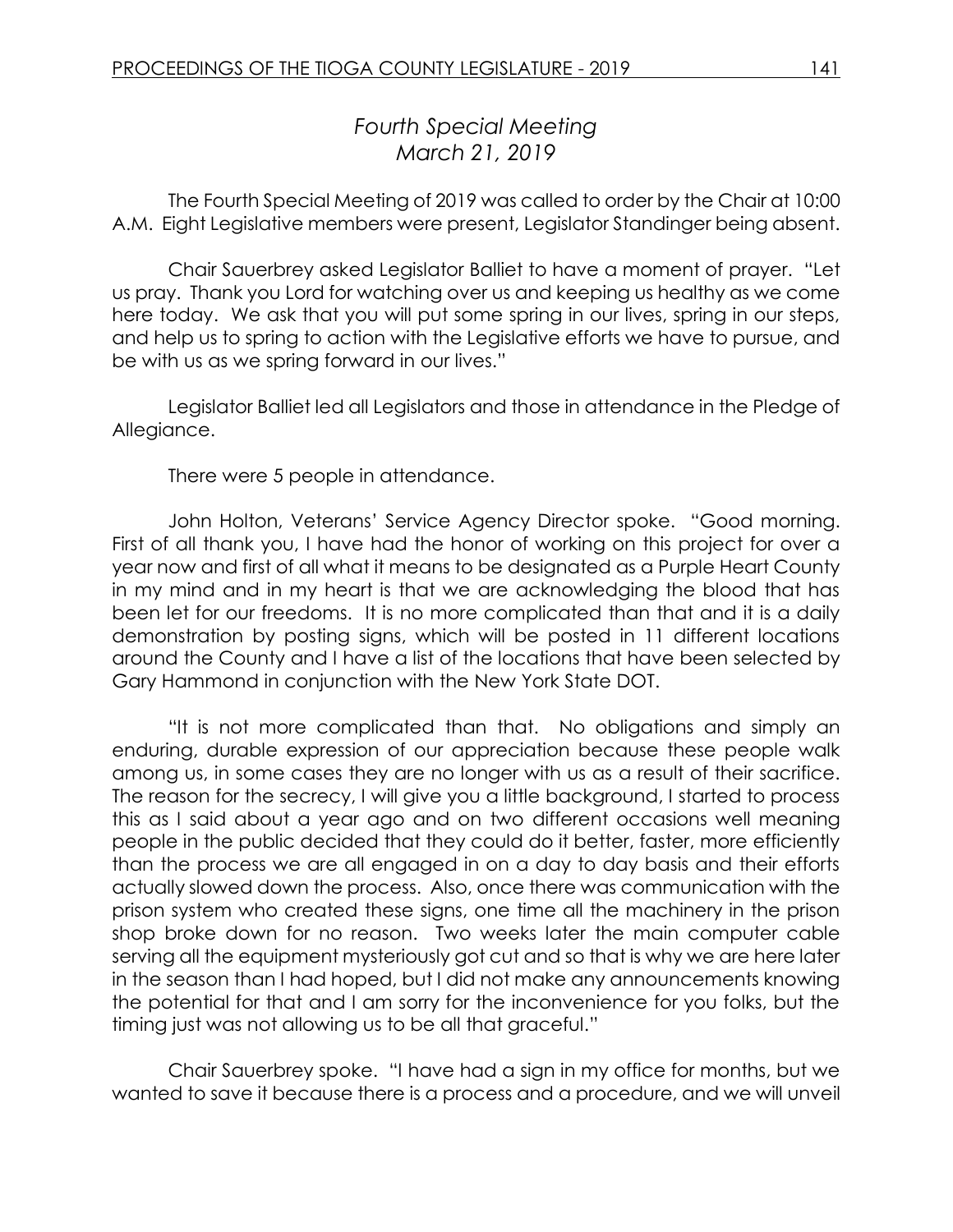*Fourth Special Meeting*
*March 21, 2019*

The Fourth Special Meeting of 2019 was called to order by the Chair at 10:00 A.M. Eight Legislative members were present, Legislator Standinger being absent.

Chair Sauerbrey asked Legislator Balliet to have a moment of prayer. "Let us pray. Thank you Lord for watching over us and keeping us healthy as we come here today. We ask that you will put some spring in our lives, spring in our steps, and help us to spring to action with the Legislative efforts we have to pursue, and be with us as we spring forward in our lives."

Legislator Balliet led all Legislators and those in attendance in the Pledge of Allegiance.

There were 5 people in attendance.

John Holton, Veterans' Service Agency Director spoke. "Good morning. First of all thank you, I have had the honor of working on this project for over a year now and first of all what it means to be designated as a Purple Heart County in my mind and in my heart is that we are acknowledging the blood that has been let for our freedoms. It is no more complicated than that and it is a daily demonstration by posting signs, which will be posted in 11 different locations around the County and I have a list of the locations that have been selected by Gary Hammond in conjunction with the New York State DOT.

"It is not more complicated than that. No obligations and simply an enduring, durable expression of our appreciation because these people walk among us, in some cases they are no longer with us as a result of their sacrifice. The reason for the secrecy, I will give you a little background, I started to process this as I said about a year ago and on two different occasions well meaning people in the public decided that they could do it better, faster, more efficiently than the process we are all engaged in on a day to day basis and their efforts actually slowed down the process. Also, once there was communication with the prison system who created these signs, one time all the machinery in the prison shop broke down for no reason. Two weeks later the main computer cable serving all the equipment mysteriously got cut and so that is why we are here later in the season than I had hoped, but I did not make any announcements knowing the potential for that and I am sorry for the inconvenience for you folks, but the timing just was not allowing us to be all that graceful."

Chair Sauerbrey spoke. "I have had a sign in my office for months, but we wanted to save it because there is a process and a procedure, and we will unveil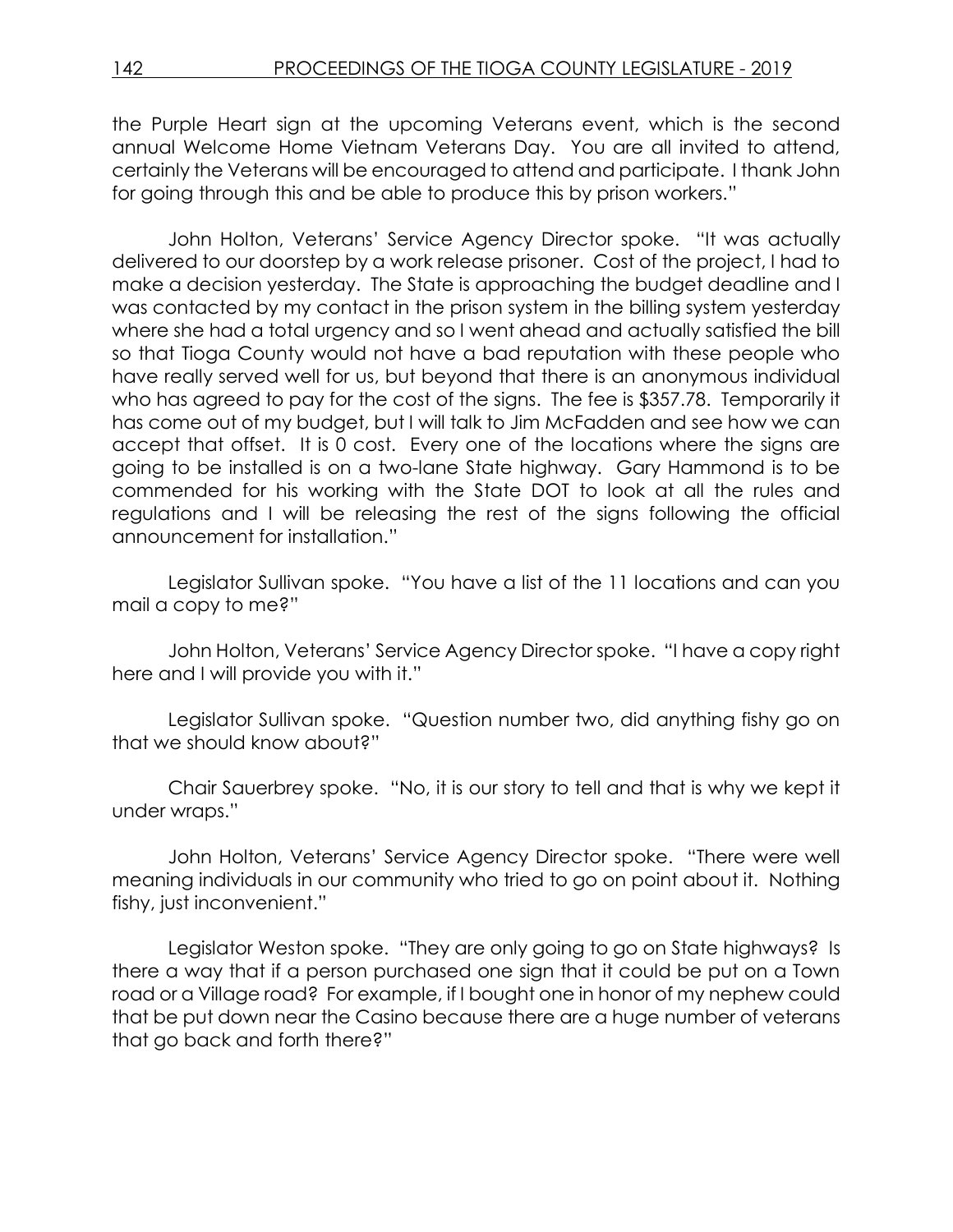the Purple Heart sign at the upcoming Veterans event, which is the second annual Welcome Home Vietnam Veterans Day. You are all invited to attend, certainly the Veterans will be encouraged to attend and participate. I thank John for going through this and be able to produce this by prison workers."

John Holton, Veterans' Service Agency Director spoke. "It was actually delivered to our doorstep by a work release prisoner. Cost of the project, I had to make a decision yesterday. The State is approaching the budget deadline and I was contacted by my contact in the prison system in the billing system yesterday where she had a total urgency and so I went ahead and actually satisfied the bill so that Tioga County would not have a bad reputation with these people who have really served well for us, but beyond that there is an anonymous individual who has agreed to pay for the cost of the signs. The fee is $357.78. Temporarily it has come out of my budget, but I will talk to Jim McFadden and see how we can accept that offset. It is 0 cost. Every one of the locations where the signs are going to be installed is on a two-lane State highway. Gary Hammond is to be commended for his working with the State DOT to look at all the rules and regulations and I will be releasing the rest of the signs following the official announcement for installation."

Legislator Sullivan spoke. "You have a list of the 11 locations and can you mail a copy to me?"

John Holton, Veterans' Service Agency Director spoke. "I have a copy right here and I will provide you with it."

Legislator Sullivan spoke. "Question number two, did anything fishy go on that we should know about?"

Chair Sauerbrey spoke. "No, it is our story to tell and that is why we kept it under wraps."

John Holton, Veterans' Service Agency Director spoke. "There were well meaning individuals in our community who tried to go on point about it. Nothing fishy, just inconvenient."

Legislator Weston spoke. "They are only going to go on State highways? Is there a way that if a person purchased one sign that it could be put on a Town road or a Village road? For example, if I bought one in honor of my nephew could that be put down near the Casino because there are a huge number of veterans that go back and forth there?"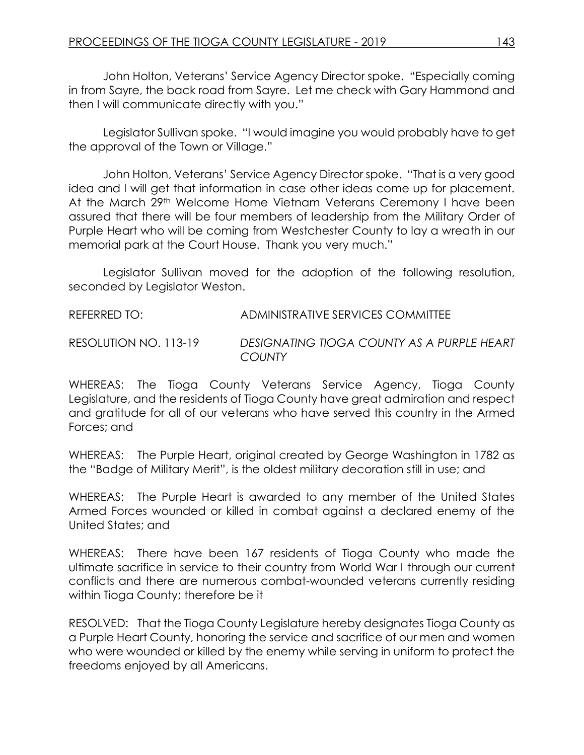John Holton, Veterans' Service Agency Director spoke. "Especially coming in from Sayre, the back road from Sayre. Let me check with Gary Hammond and then I will communicate directly with you."

Legislator Sullivan spoke. "I would imagine you would probably have to get the approval of the Town or Village."

John Holton, Veterans' Service Agency Director spoke. "That is a very good idea and I will get that information in case other ideas come up for placement. At the March 29th Welcome Home Vietnam Veterans Ceremony I have been assured that there will be four members of leadership from the Military Order of Purple Heart who will be coming from Westchester County to lay a wreath in our memorial park at the Court House. Thank you very much."

Legislator Sullivan moved for the adoption of the following resolution, seconded by Legislator Weston.

REFERRED TO: ADMINISTRATIVE SERVICES COMMITTEE

RESOLUTION NO. 113-19 *DESIGNATING TIOGA COUNTY AS A PURPLE HEART COUNTY*

WHEREAS: The Tioga County Veterans Service Agency, Tioga County Legislature, and the residents of Tioga County have great admiration and respect and gratitude for all of our veterans who have served this country in the Armed Forces; and

WHEREAS: The Purple Heart, original created by George Washington in 1782 as the "Badge of Military Merit", is the oldest military decoration still in use; and

WHEREAS: The Purple Heart is awarded to any member of the United States Armed Forces wounded or killed in combat against a declared enemy of the United States; and

WHEREAS: There have been 167 residents of Tioga County who made the ultimate sacrifice in service to their country from World War I through our current conflicts and there are numerous combat-wounded veterans currently residing within Tioga County; therefore be it

RESOLVED: That the Tioga County Legislature hereby designates Tioga County as a Purple Heart County, honoring the service and sacrifice of our men and women who were wounded or killed by the enemy while serving in uniform to protect the freedoms enjoyed by all Americans.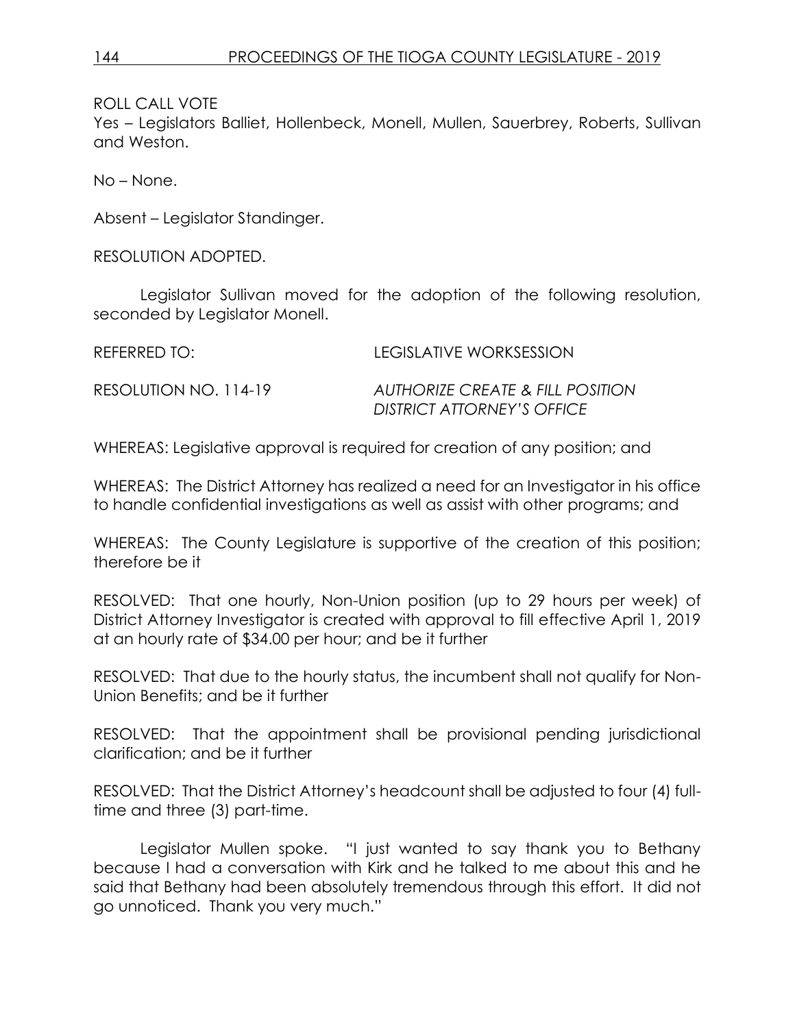ROLL CALL VOTE

Yes – Legislators Balliet, Hollenbeck, Monell, Mullen, Sauerbrey, Roberts, Sullivan and Weston.

No – None.

Absent – Legislator Standinger.

RESOLUTION ADOPTED.

Legislator Sullivan moved for the adoption of the following resolution, seconded by Legislator Monell.

REFERRED TO: LEGISLATIVE WORKSESSION

RESOLUTION NO. 114-19 *AUTHORIZE CREATE & FILL POSITION DISTRICT ATTORNEY'S OFFICE*

WHEREAS: Legislative approval is required for creation of any position; and

WHEREAS: The District Attorney has realized a need for an Investigator in his office to handle confidential investigations as well as assist with other programs; and

WHEREAS: The County Legislature is supportive of the creation of this position; therefore be it

RESOLVED: That one hourly, Non-Union position (up to 29 hours per week) of District Attorney Investigator is created with approval to fill effective April 1, 2019 at an hourly rate of $34.00 per hour; and be it further

RESOLVED: That due to the hourly status, the incumbent shall not qualify for Non-Union Benefits; and be it further

RESOLVED: That the appointment shall be provisional pending jurisdictional clarification; and be it further

RESOLVED: That the District Attorney's headcount shall be adjusted to four (4) full-time and three (3) part-time.

Legislator Mullen spoke. "I just wanted to say thank you to Bethany because I had a conversation with Kirk and he talked to me about this and he said that Bethany had been absolutely tremendous through this effort. It did not go unnoticed. Thank you very much."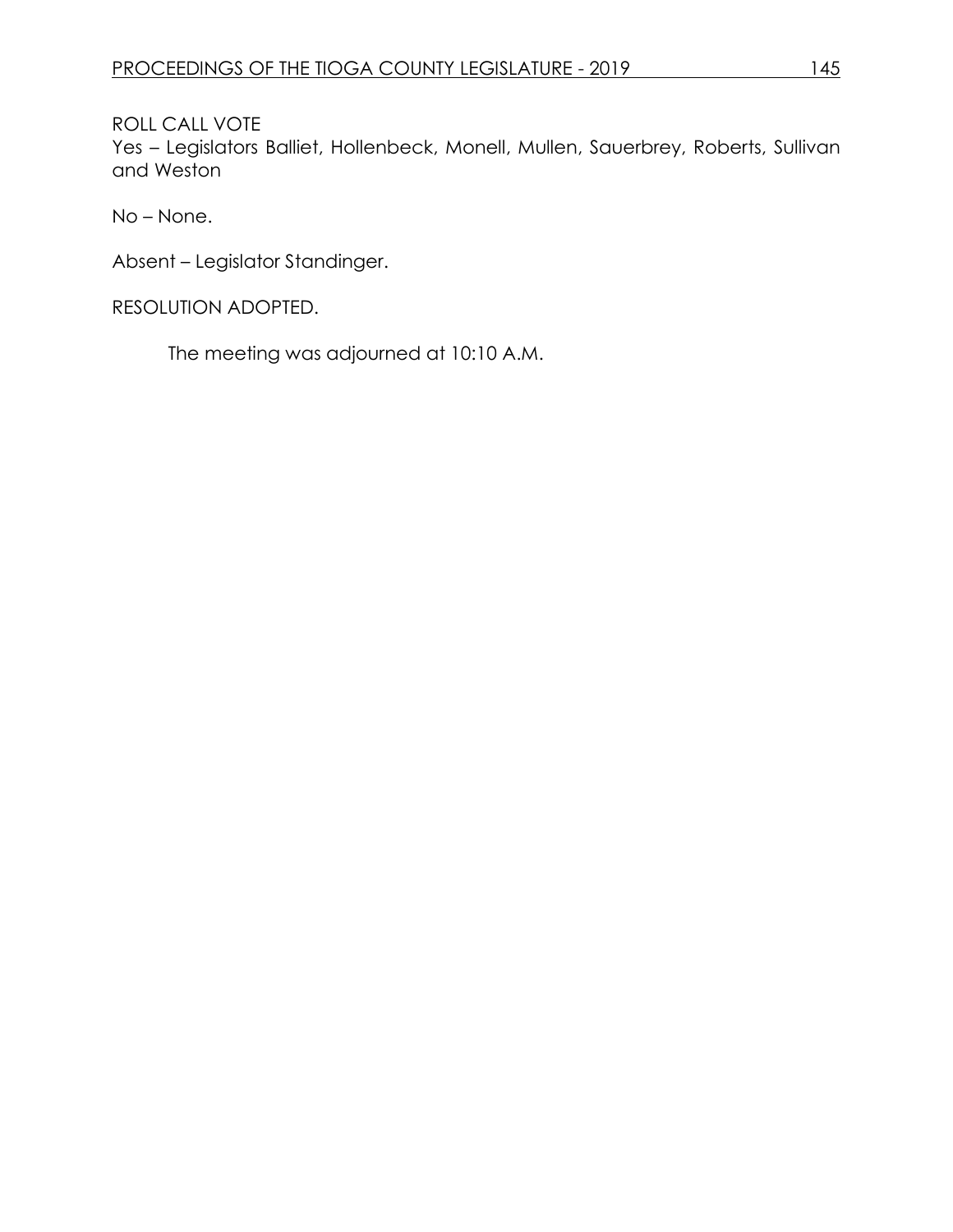ROLL CALL VOTE
Yes – Legislators Balliet, Hollenbeck, Monell, Mullen, Sauerbrey, Roberts, Sullivan and Weston

No – None.

Absent – Legislator Standinger.

RESOLUTION ADOPTED.

The meeting was adjourned at 10:10 A.M.